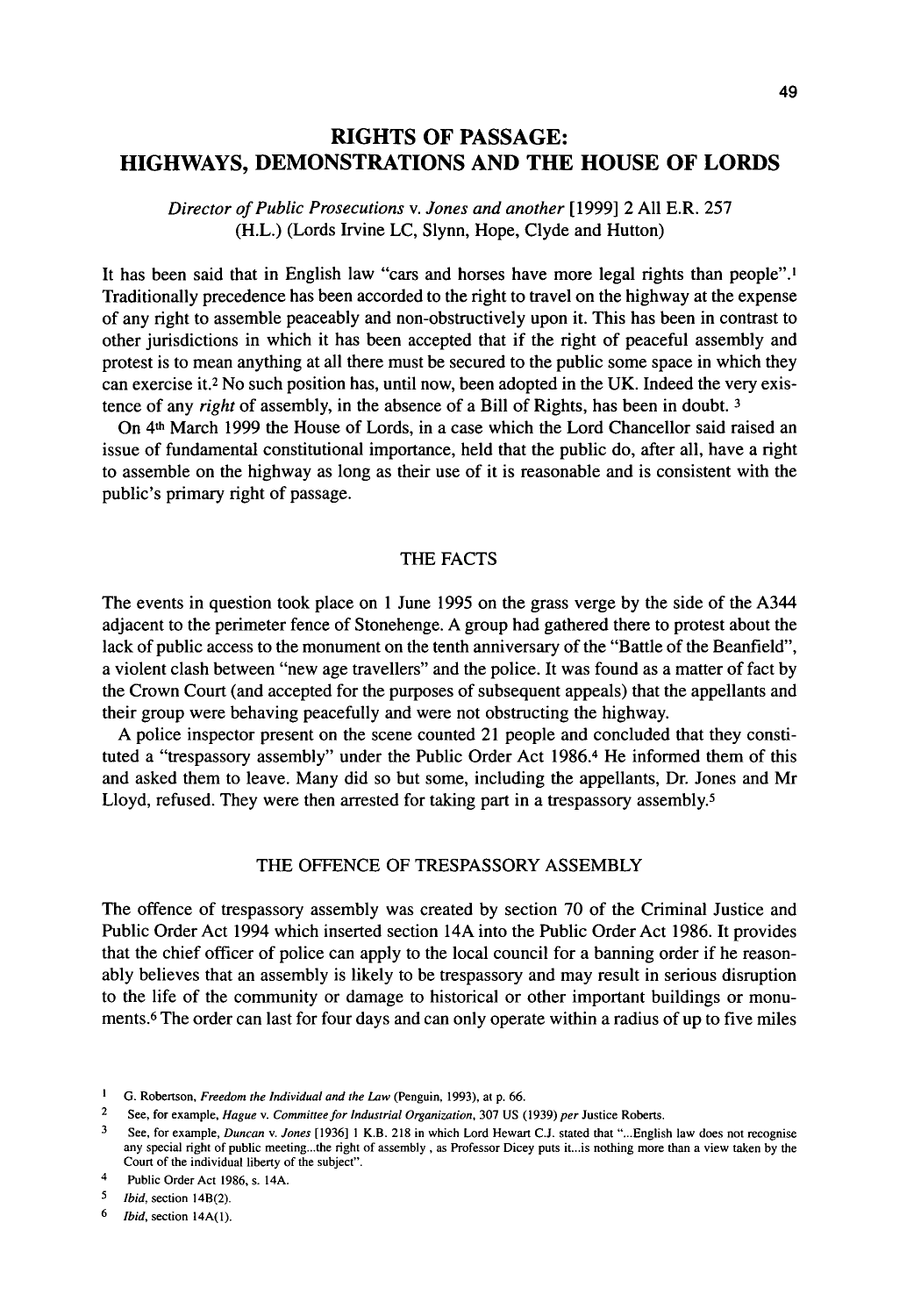# RIGHTS OF PASSAGE: HIGHWAYS, DEMONSTRATIONS AND THE HOUSE OF LORDS

*Director of Public Prosecutions* v. *Jones and another* [1999] 2 All E.R. 257 (H.L.) (Lords Irvine LC, Slynn, Hope, Clyde and Hutton)

It has been said that in English law "cars and horses have more legal rights than people".[1] Traditionally precedence has been accorded to the right to travel on the highway at the expense of any right to assemble peaceably and non-obstructively upon it. This has been in contrast to other jurisdictions in which it has been accepted that if the right of peaceful assembly and protest is to mean anything at all there must be secured to the public some space in which they can exercise it.[2] No such position has, until now, been adopted in the UK. Indeed the very existence of any *right* of assembly, in the absence of a Bill of Rights, has been in doubt. [3]

On 4th March 1999 the House of Lords, in a case which the Lord Chancellor said raised an issue of fundamental constitutional importance, held that the public do, after all, have a right to assemble on the highway as long as their use of it is reasonable and is consistent with the public's primary right of passage.

## THE FACTS

The events in question took place on 1 June 1995 on the grass verge by the side of the A344 adjacent to the perimeter fence of Stonehenge. A group had gathered there to protest about the lack of public access to the monument on the tenth anniversary of the "Battle of the Beanfield", a violent clash between "new age travellers" and the police. It was found as a matter of fact by the Crown Court (and accepted for the purposes of subsequent appeals) that the appellants and their group were behaving peacefully and were not obstructing the highway.

A police inspector present on the scene counted 21 people and concluded that they constituted a "trespassory assembly" under the Public Order Act 1986.[4] He informed them of this and asked them to leave. Many did so but some, including the appellants, Dr. Jones and Mr Lloyd, refused. They were then arrested for taking part in a trespassory assembly.[5]

## THE OFFENCE OF TRESPASSORY ASSEMBLY

The offence of trespassory assembly was created by section 70 of the Criminal Justice and Public Order Act 1994 which inserted section 14A into the Public Order Act 1986. It provides that the chief officer of police can apply to the local council for a banning order if he reasonably believes that an assembly is likely to be trespassory and may result in serious disruption to the life of the community or damage to historical or other important buildings or monuments.[6] The order can last for four days and can only operate within a radius of up to five miles

---

1. G. Robertson, *Freedom the Individual and the Law* (Penguin, 1993), at p. 66.
2. See, for example, *Hague* v. *Committee for Industrial Organization*, 307 US (1939) *per* Justice Roberts.
3. See, for example, *Duncan* v. *Jones* [1936] 1 K.B. 218 in which Lord Hewart C.J. stated that "...English law does not recognise any special right of public meeting...the right of assembly , as Professor Dicey puts it...is nothing more than a view taken by the Court of the individual liberty of the subject".
4. Public Order Act 1986, s. 14A.
5. *Ibid*, section 14B(2).
6. *Ibid*, section 14A(1).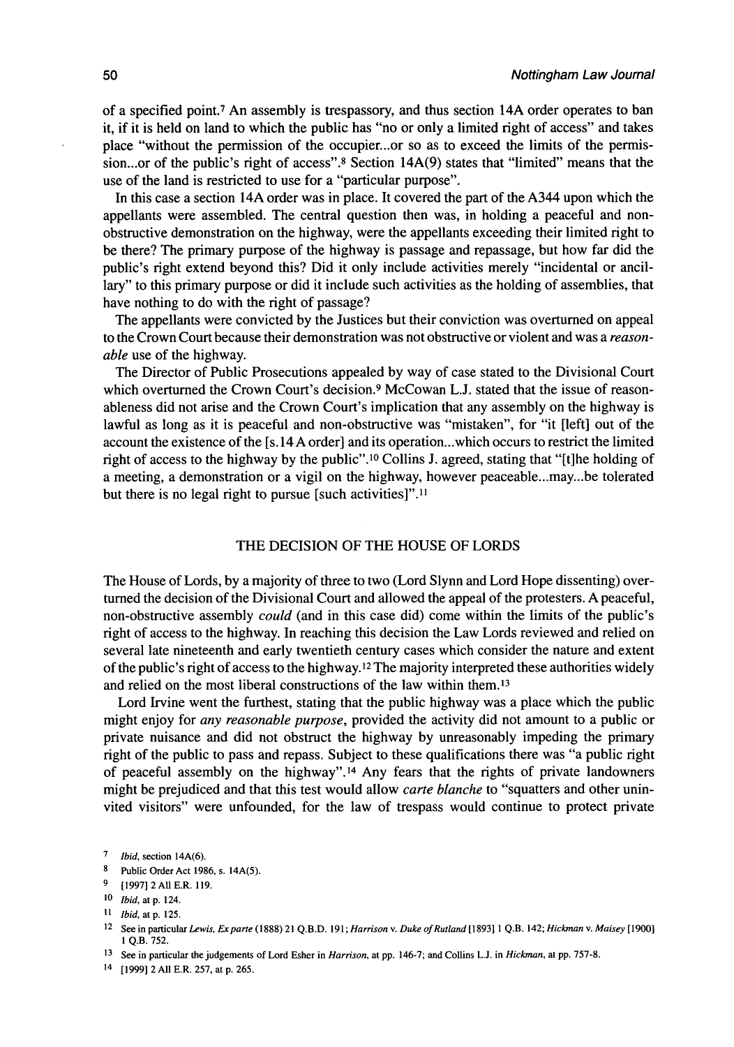of a specified point.[7] An assembly is trespassory, and thus section 14A order operates to ban it, if it is held on land to which the public has "no or only a limited right of access" and takes place "without the permission of the occupier...or so as to exceed the limits of the permission...or of the public's right of access".[8] Section 14A(9) states that "limited" means that the use of the land is restricted to use for a "particular purpose".

In this case a section 14A order was in place. It covered the part of the A344 upon which the appellants were assembled. The central question then was, in holding a peaceful and non-obstructive demonstration on the highway, were the appellants exceeding their limited right to be there? The primary purpose of the highway is passage and repassage, but how far did the public's right extend beyond this? Did it only include activities merely "incidental or ancillary" to this primary purpose or did it include such activities as the holding of assemblies, that have nothing to do with the right of passage?

The appellants were convicted by the Justices but their conviction was overturned on appeal to the Crown Court because their demonstration was not obstructive or violent and was a *reasonable* use of the highway.

The Director of Public Prosecutions appealed by way of case stated to the Divisional Court which overturned the Crown Court's decision.[9] McCowan L.J. stated that the issue of reasonableness did not arise and the Crown Court's implication that any assembly on the highway is lawful as long as it is peaceful and non-obstructive was "mistaken", for "it [left] out of the account the existence of the [s.14 A order] and its operation...which occurs to restrict the limited right of access to the highway by the public".[10] Collins J. agreed, stating that "[t]he holding of a meeting, a demonstration or a vigil on the highway, however peaceable...may...be tolerated but there is no legal right to pursue [such activities]".[11]

## THE DECISION OF THE HOUSE OF LORDS

The House of Lords, by a majority of three to two (Lord Slynn and Lord Hope dissenting) overturned the decision of the Divisional Court and allowed the appeal of the protesters. A peaceful, non-obstructive assembly *could* (and in this case did) come within the limits of the public's right of access to the highway. In reaching this decision the Law Lords reviewed and relied on several late nineteenth and early twentieth century cases which consider the nature and extent of the public's right of access to the highway.[12] The majority interpreted these authorities widely and relied on the most liberal constructions of the law within them.[13]

Lord Irvine went the furthest, stating that the public highway was a place which the public might enjoy for *any reasonable purpose*, provided the activity did not amount to a public or private nuisance and did not obstruct the highway by unreasonably impeding the primary right of the public to pass and repass. Subject to these qualifications there was "a public right of peaceful assembly on the highway".[14] Any fears that the rights of private landowners might be prejudiced and that this test would allow *carte blanche* to "squatters and other uninvited visitors" were unfounded, for the law of trespass would continue to protect private

---

7 *Ibid*, section 14A(6).

8 Public Order Act 1986, s. 14A(5).

9 [1997] 2 All E.R. 119.

10 *Ibid*, at p. 124.

11 *Ibid*, at p. 125.

12 See in particular *Lewis, Ex parte* (1888) 21 Q.B.D. 191; *Harrison* v. *Duke of Rutland* [1893] 1 Q.B. 142; *Hickman* v. *Maisey* [1900] 1 Q.B. 752.

13 See in particular the judgements of Lord Esher in *Harrison*, at pp. 146-7; and Collins L.J. in *Hickman*, at pp. 757-8.

14 [1999] 2 All E.R. 257, at p. 265.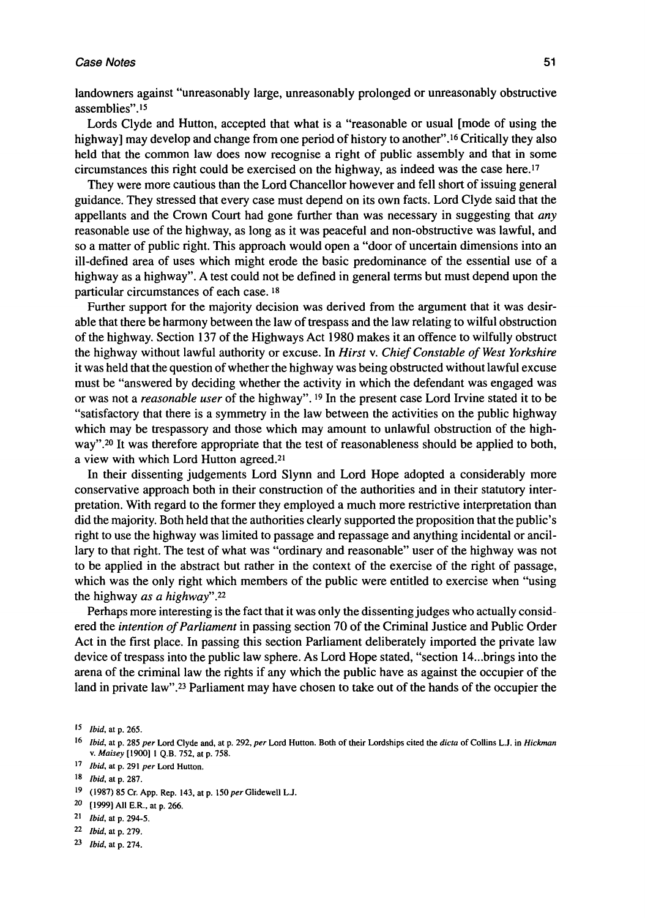landowners against "unreasonably large, unreasonably prolonged or unreasonably obstructive assemblies".[15]

Lords Clyde and Hutton, accepted that what is a "reasonable or usual [mode of using the highway] may develop and change from one period of history to another".[16] Critically they also held that the common law does now recognise a right of public assembly and that in some circumstances this right could be exercised on the highway, as indeed was the case here.[17]

They were more cautious than the Lord Chancellor however and fell short of issuing general guidance. They stressed that every case must depend on its own facts. Lord Clyde said that the appellants and the Crown Court had gone further than was necessary in suggesting that *any* reasonable use of the highway, as long as it was peaceful and non-obstructive was lawful, and so a matter of public right. This approach would open a "door of uncertain dimensions into an ill-defined area of uses which might erode the basic predominance of the essential use of a highway as a highway". A test could not be defined in general terms but must depend upon the particular circumstances of each case.[18]

Further support for the majority decision was derived from the argument that it was desirable that there be harmony between the law of trespass and the law relating to wilful obstruction of the highway. Section 137 of the Highways Act 1980 makes it an offence to wilfully obstruct the highway without lawful authority or excuse. In *Hirst* v. *Chief Constable of West Yorkshire* it was held that the question of whether the highway was being obstructed without lawful excuse must be "answered by deciding whether the activity in which the defendant was engaged was or was not a *reasonable user* of the highway".[19] In the present case Lord Irvine stated it to be "satisfactory that there is a symmetry in the law between the activities on the public highway which may be trespassory and those which may amount to unlawful obstruction of the highway".[20] It was therefore appropriate that the test of reasonableness should be applied to both, a view with which Lord Hutton agreed.[21]

In their dissenting judgements Lord Slynn and Lord Hope adopted a considerably more conservative approach both in their construction of the authorities and in their statutory interpretation. With regard to the former they employed a much more restrictive interpretation than did the majority. Both held that the authorities clearly supported the proposition that the public's right to use the highway was limited to passage and repassage and anything incidental or ancillary to that right. The test of what was "ordinary and reasonable" user of the highway was not to be applied in the abstract but rather in the context of the exercise of the right of passage, which was the only right which members of the public were entitled to exercise when "using the highway *as a highway*".[22]

Perhaps more interesting is the fact that it was only the dissenting judges who actually considered the *intention of Parliament* in passing section 70 of the Criminal Justice and Public Order Act in the first place. In passing this section Parliament deliberately imported the private law device of trespass into the public law sphere. As Lord Hope stated, "section 14...brings into the arena of the criminal law the rights if any which the public have as against the occupier of the land in private law".[23] Parliament may have chosen to take out of the hands of the occupier the

---

[15] *Ibid*, at p. 265.

[16] *Ibid*, at p. 285 *per* Lord Clyde and, at p. 292, *per* Lord Hutton. Both of their Lordships cited the *dicta* of Collins L.J. in *Hickman* v. *Maisey* [1900] 1 Q.B. 752, at p. 758.

[17] *Ibid*, at p. 291 *per* Lord Hutton.

[18] *Ibid*, at p. 287.

[19] (1987) 85 Cr. App. Rep. 143, at p. 150 *per* Glidewell L.J.

[20] [1999] All E.R., at p. 266.

[21] *Ibid*, at p. 294-5.

[22] *Ibid*, at p. 279.

[23] *Ibid*, at p. 274.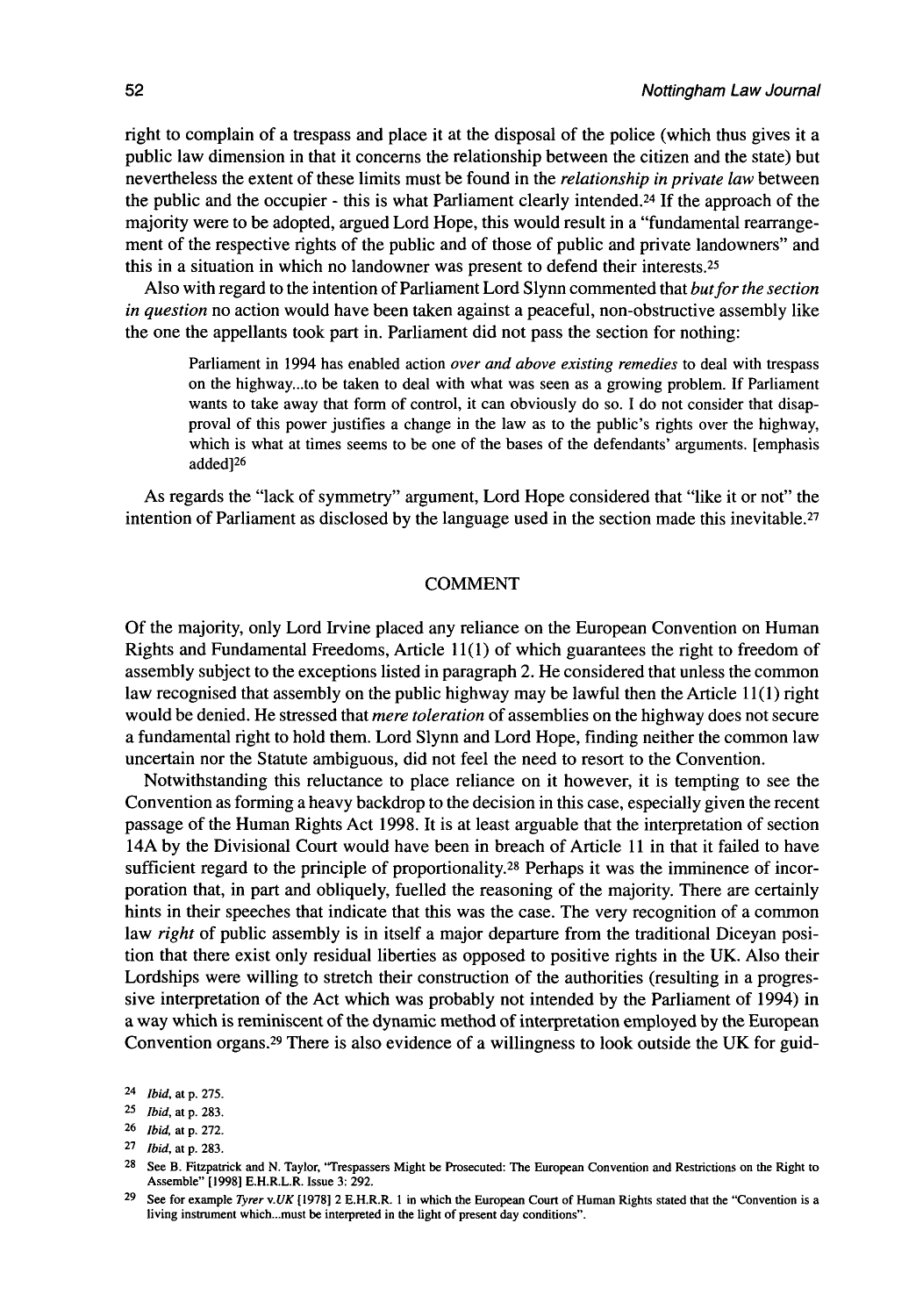right to complain of a trespass and place it at the disposal of the police (which thus gives it a public law dimension in that it concerns the relationship between the citizen and the state) but nevertheless the extent of these limits must be found in the *relationship in private law* between the public and the occupier - this is what Parliament clearly intended.[24] If the approach of the majority were to be adopted, argued Lord Hope, this would result in a "fundamental rearrangement of the respective rights of the public and of those of public and private landowners" and this in a situation in which no landowner was present to defend their interests.[25]

Also with regard to the intention of Parliament Lord Slynn commented that *but for the section in question* no action would have been taken against a peaceful, non-obstructive assembly like the one the appellants took part in. Parliament did not pass the section for nothing:

> Parliament in 1994 has enabled action *over and above existing remedies* to deal with trespass on the highway...to be taken to deal with what was seen as a growing problem. If Parliament wants to take away that form of control, it can obviously do so. I do not consider that disapproval of this power justifies a change in the law as to the public's rights over the highway, which is what at times seems to be one of the bases of the defendants' arguments. [emphasis added][26]

As regards the "lack of symmetry" argument, Lord Hope considered that "like it or not" the intention of Parliament as disclosed by the language used in the section made this inevitable.[27]

## COMMENT

Of the majority, only Lord Irvine placed any reliance on the European Convention on Human Rights and Fundamental Freedoms, Article 11(1) of which guarantees the right to freedom of assembly subject to the exceptions listed in paragraph 2. He considered that unless the common law recognised that assembly on the public highway may be lawful then the Article 11(1) right would be denied. He stressed that *mere toleration* of assemblies on the highway does not secure a fundamental right to hold them. Lord Slynn and Lord Hope, finding neither the common law uncertain nor the Statute ambiguous, did not feel the need to resort to the Convention.

Notwithstanding this reluctance to place reliance on it however, it is tempting to see the Convention as forming a heavy backdrop to the decision in this case, especially given the recent passage of the Human Rights Act 1998. It is at least arguable that the interpretation of section 14A by the Divisional Court would have been in breach of Article 11 in that it failed to have sufficient regard to the principle of proportionality.[28] Perhaps it was the imminence of incorporation that, in part and obliquely, fuelled the reasoning of the majority. There are certainly hints in their speeches that indicate that this was the case. The very recognition of a common law *right* of public assembly is in itself a major departure from the traditional Diceyan position that there exist only residual liberties as opposed to positive rights in the UK. Also their Lordships were willing to stretch their construction of the authorities (resulting in a progressive interpretation of the Act which was probably not intended by the Parliament of 1994) in a way which is reminiscent of the dynamic method of interpretation employed by the European Convention organs.[29] There is also evidence of a willingness to look outside the UK for guid-

---

[24] *Ibid*, at p. 275.

[25] *Ibid*, at p. 283.

[26] *Ibid*, at p. 272.

[27] *Ibid*, at p. 283.

[28] See B. Fitzpatrick and N. Taylor, "Trespassers Might be Prosecuted: The European Convention and Restrictions on the Right to Assemble" [1998] E.H.R.L.R. Issue 3: 292.

[29] See for example *Tyrer v.UK* [1978] 2 E.H.R.R. 1 in which the European Court of Human Rights stated that the "Convention is a living instrument which...must be interpreted in the light of present day conditions".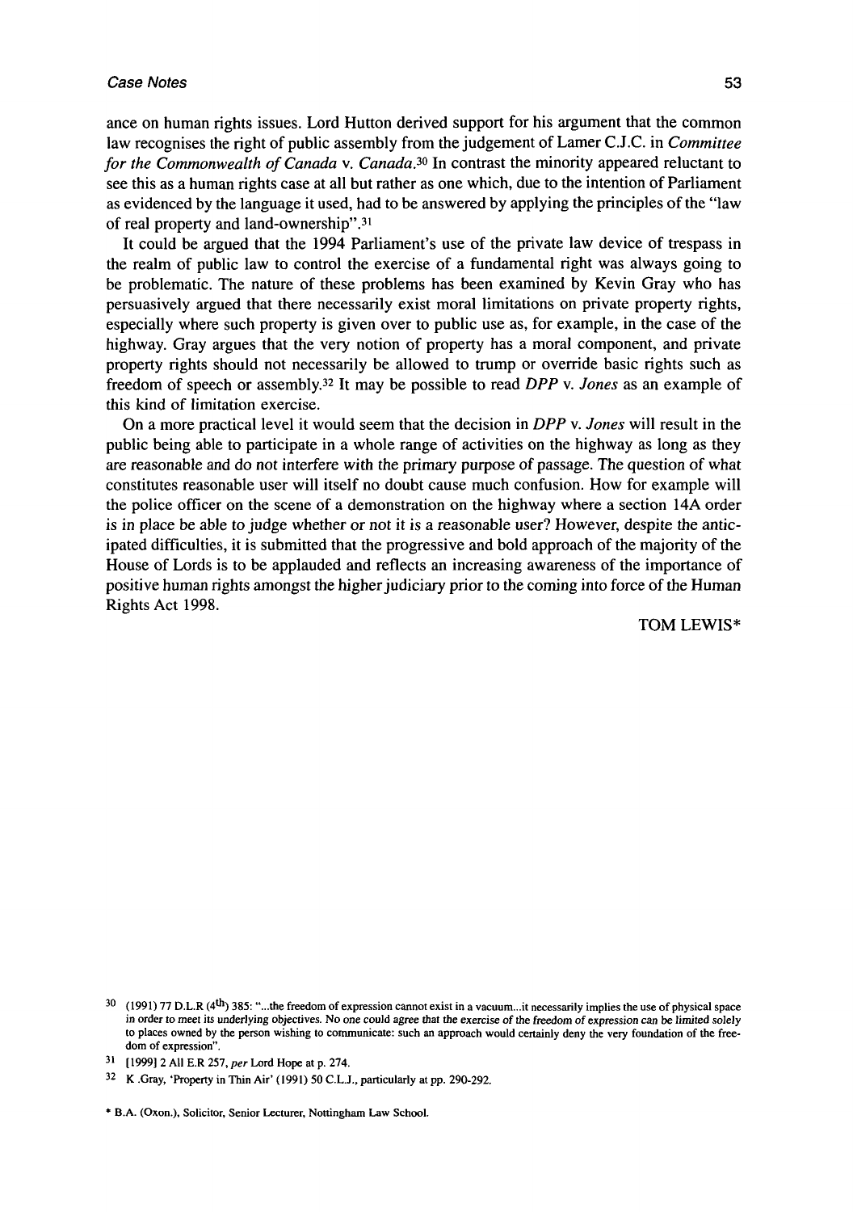ance on human rights issues. Lord Hutton derived support for his argument that the common law recognises the right of public assembly from the judgement of Lamer C.J.C. in *Committee for the Commonwealth of Canada* v. *Canada*.[30] In contrast the minority appeared reluctant to see this as a human rights case at all but rather as one which, due to the intention of Parliament as evidenced by the language it used, had to be answered by applying the principles of the "law of real property and land-ownership".[31]

It could be argued that the 1994 Parliament's use of the private law device of trespass in the realm of public law to control the exercise of a fundamental right was always going to be problematic. The nature of these problems has been examined by Kevin Gray who has persuasively argued that there necessarily exist moral limitations on private property rights, especially where such property is given over to public use as, for example, in the case of the highway. Gray argues that the very notion of property has a moral component, and private property rights should not necessarily be allowed to trump or override basic rights such as freedom of speech or assembly.[32] It may be possible to read *DPP* v. *Jones* as an example of this kind of limitation exercise.

On a more practical level it would seem that the decision in *DPP* v. *Jones* will result in the public being able to participate in a whole range of activities on the highway as long as they are reasonable and do not interfere with the primary purpose of passage. The question of what constitutes reasonable user will itself no doubt cause much confusion. How for example will the police officer on the scene of a demonstration on the highway where a section 14A order is in place be able to judge whether or not it is a reasonable user? However, despite the anticipated difficulties, it is submitted that the progressive and bold approach of the majority of the House of Lords is to be applauded and reflects an increasing awareness of the importance of positive human rights amongst the higher judiciary prior to the coming into force of the Human Rights Act 1998.

TOM LEWIS*

---

[30] (1991) 77 D.L.R (4th) 385: "...the freedom of expression cannot exist in a vacuum...it necessarily implies the use of physical space in order to meet its underlying objectives. No one could agree that the exercise of the freedom of expression can be limited solely to places owned by the person wishing to communicate: such an approach would certainly deny the very foundation of the freedom of expression".

[31] [1999] 2 All E.R 257, *per* Lord Hope at p. 274.

[32] K .Gray, 'Property in Thin Air' (1991) 50 C.L.J., particularly at pp. 290-292.

\* B.A. (Oxon.), Solicitor, Senior Lecturer, Nottingham Law School.